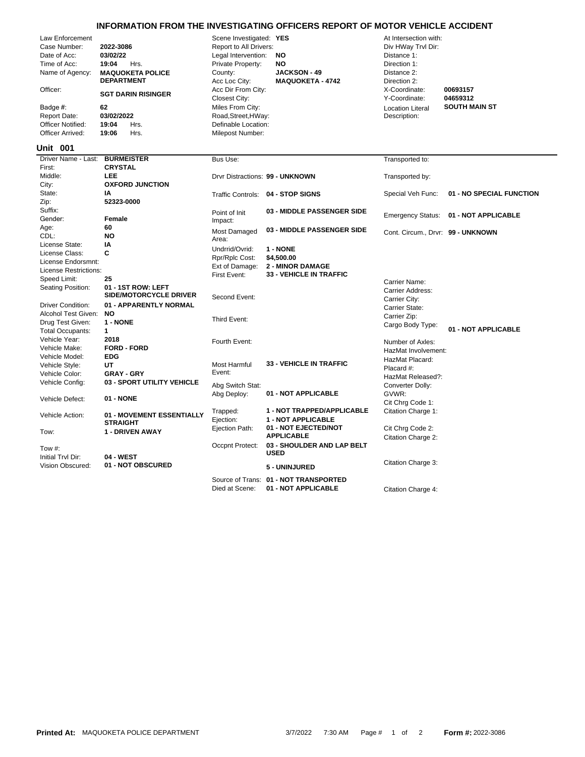# INFORMATION FROM THE INVESTIGATING OFFICERS REPORT OF MOTOR VEHICLE ACCIDENT

| | | | | | |
|---|---|---|---|---|---|
| Law Enforcement Case Number: | **2022-3086** | Scene Investigated: | **YES** | At Intersection with: | |
| Date of Acc: | **03/02/22** | Report to All Drivers: | | Div HWay Trvl Dir: | |
| Time of Acc: | **19:04** Hrs. | Legal Intervention: | **NO** | Distance 1: | |
| Name of Agency: | **MAQUOKETA POLICE DEPARTMENT** | Private Property: | **NO** | Direction 1: | |
| | | County: | **JACKSON - 49** | Distance 2: | |
| | | Acc Loc City: | **MAQUOKETA - 4742** | Direction 2: | |
| Officer: | **SGT DARIN RISINGER** | Acc Dir From City: | | X-Coordinate: | **00693157** |
| | | Closest City: | | Y-Coordinate: | **04659312** |
| Badge #: | **62** | Miles From City: | | Location Literal Description: | **SOUTH MAIN ST** |
| Report Date: | **03/02/2022** | Road,Street,HWay: | | | |
| Officer Notified: | **19:04** Hrs. | Definable Location: | | | |
| Officer Arrived: | **19:06** Hrs. | Milepost Number: | | | |

## Unit 001

| | | | | | |
|---|---|---|---|---|---|
| Driver Name - Last: | **BURMEISTER** | Bus Use: | | Transported to: | |
| First: | **CRYSTAL** | | | | |
| Middle: | **LEE** | Drvr Distractions: | **99 - UNKNOWN** | Transported by: | |
| City: | **OXFORD JUNCTION** | | | | |
| State: | **IA** | Traffic Controls: | **04 - STOP SIGNS** | Special Veh Func: | **01 - NO SPECIAL FUNCTION** |
| Zip: | **52323-0000** | | | | |
| Suffix: | | Point of Init Impact: | **03 - MIDDLE PASSENGER SIDE** | Emergency Status: | **01 - NOT APPLICABLE** |
| Gender: | **Female** | | | | |
| Age: | **60** | Most Damaged Area: | **03 - MIDDLE PASSENGER SIDE** | Cont. Circum., Drvr: | **99 - UNKNOWN** |
| CDL: | **NO** | | | | |
| License State: | **IA** | Undrrid/Ovrid: | **1 - NONE** | | |
| License Class: | **C** | Rpr/Rplc Cost: | **$4,500.00** | | |
| License Endorsmnt: | | Ext of Damage: | **2 - MINOR DAMAGE** | | |
| License Restrictions: | | First Event: | **33 - VEHICLE IN TRAFFIC** | | |
| Speed Limit: | **25** | | | Carrier Name: | |
| Seating Position: | **01 - 1ST ROW: LEFT SIDE/MOTORCYCLE DRIVER** | Second Event: | | Carrier Address: | |
| | | | | Carrier City: | |
| Driver Condition: | **01 - APPARENTLY NORMAL** | | | Carrier State: | |
| Alcohol Test Given: | **NO** | Third Event: | | Carrier Zip: | |
| Drug Test Given: | **1 - NONE** | | | Cargo Body Type: | **01 - NOT APPLICABLE** |
| Total Occupants: | **1** | | | | |
| Vehicle Year: | **2018** | Fourth Event: | | Number of Axles: | |
| Vehicle Make: | **FORD - FORD** | | | HazMat Involvement: | |
| Vehicle Model: | **EDG** | | | HazMat Placard: | |
| Vehicle Style: | **UT** | Most Harmful Event: | **33 - VEHICLE IN TRAFFIC** | Placard #: | |
| Vehicle Color: | **GRAY - GRY** | | | HazMat Released?: | |
| Vehicle Config: | **03 - SPORT UTILITY VEHICLE** | Abg Switch Stat: | | Converter Dolly: | |
| Vehicle Defect: | **01 - NONE** | Abg Deploy: | **01 - NOT APPLICABLE** | GVWR: | |
| | | | | Cit Chrg Code 1: | |
| Vehicle Action: | **01 - MOVEMENT ESSENTIALLY STRAIGHT** | Trapped: | **1 - NOT TRAPPED/APPLICABLE** | Citation Charge 1: | |
| | | Ejection: | **1 - NOT APPLICABLE** | | |
| Tow: | **1 - DRIVEN AWAY** | Ejection Path: | **01 - NOT EJECTED/NOT APPLICABLE** | Cit Chrg Code 2: | |
| | | | | Citation Charge 2: | |
| Tow #: | | Occpnt Protect: | **03 - SHOULDER AND LAP BELT USED** | | |
| Initial Trvl Dir: | **04 - WEST** | | | | |
| Vision Obscured: | **01 - NOT OBSCURED** | | **5 - UNINJURED** | Citation Charge 3: | |
| | | Source of Trans: | **01 - NOT TRANSPORTED** | | |
| | | Died at Scene: | **01 - NOT APPLICABLE** | Citation Charge 4: | |

**Printed At:** MAQUOKETA POLICE DEPARTMENT 3/7/2022 7:30 AM **Form #:** 2022-3086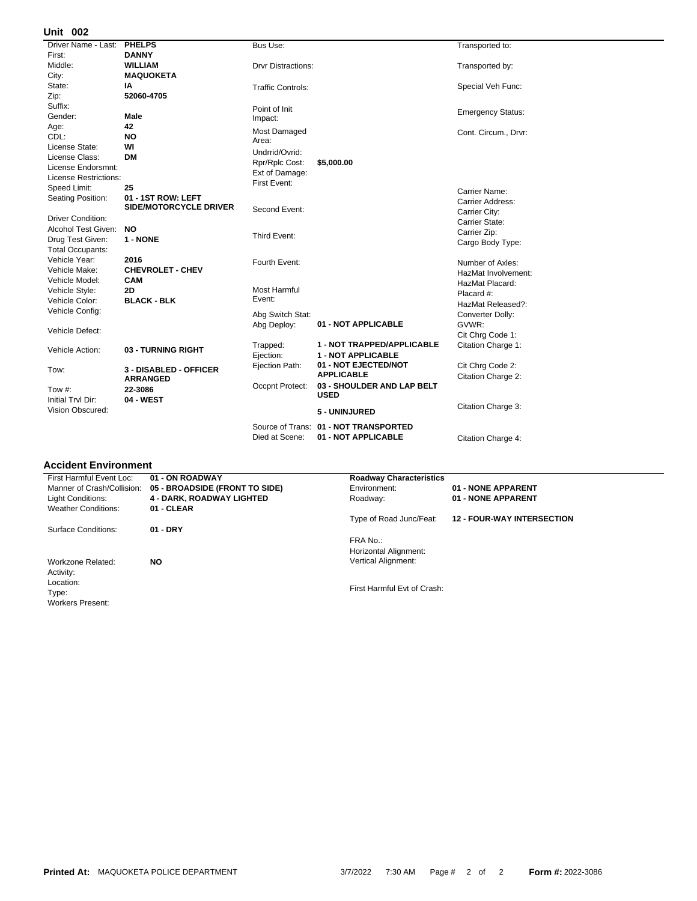## Unit 002

| | | | | | |
|---|---|---|---|---|---|
| Driver Name - Last: | **PHELPS** | Bus Use: | | Transported to: | |
| First: | **DANNY** | | | | |
| Middle: | **WILLIAM** | Drvr Distractions: | | Transported by: | |
| City: | **MAQUOKETA** | | | | |
| State: | **IA** | Traffic Controls: | | Special Veh Func: | |
| Zip: | **52060-4705** | | | | |
| Suffix: | | Point of Init Impact: | | Emergency Status: | |
| Gender: | **Male** | | | | |
| Age: | **42** | Most Damaged Area: | | Cont. Circum., Drvr: | |
| CDL: | **NO** | | | | |
| License State: | **WI** | Undrrid/Ovrid: | | | |
| License Class: | **DM** | Rpr/Rplc Cost: | **$5,000.00** | | |
| License Endorsmnt: | | Ext of Damage: | | | |
| License Restrictions: | | First Event: | | | |
| Speed Limit: | **25** | | | Carrier Name: | |
| Seating Position: | **01 - 1ST ROW: LEFT SIDE/MOTORCYCLE DRIVER** | Second Event: | | Carrier Address: | |
| Driver Condition: | | | | Carrier City: | |
| | | | | Carrier State: | |
| Alcohol Test Given: | **NO** | Third Event: | | Carrier Zip: | |
| Drug Test Given: | **1 - NONE** | | | Cargo Body Type: | |
| Total Occupants: | | | | | |
| Vehicle Year: | **2016** | Fourth Event: | | Number of Axles: | |
| Vehicle Make: | **CHEVROLET - CHEV** | | | HazMat Involvement: | |
| Vehicle Model: | **CAM** | | | HazMat Placard: | |
| Vehicle Style: | **2D** | Most Harmful Event: | | Placard #: | |
| Vehicle Color: | **BLACK - BLK** | | | HazMat Released?: | |
| Vehicle Config: | | Abg Switch Stat: | | Converter Dolly: | |
| Vehicle Defect: | | Abg Deploy: | **01 - NOT APPLICABLE** | GVWR: | |
| | | | | Cit Chrg Code 1: | |
| Vehicle Action: | **03 - TURNING RIGHT** | Trapped: | **1 - NOT TRAPPED/APPLICABLE** | Citation Charge 1: | |
| | | Ejection: | **1 - NOT APPLICABLE** | | |
| Tow: | **3 - DISABLED - OFFICER ARRANGED** | Ejection Path: | **01 - NOT EJECTED/NOT APPLICABLE** | Cit Chrg Code 2: | |
| | | | | Citation Charge 2: | |
| Tow #: | **22-3086** | Occpnt Protect: | **03 - SHOULDER AND LAP BELT USED** | | |
| Initial Trvl Dir: | **04 - WEST** | | | | |
| Vision Obscured: | | | **5 - UNINJURED** | Citation Charge 3: | |
| | | Source of Trans: | **01 - NOT TRANSPORTED** | | |
| | | Died at Scene: | **01 - NOT APPLICABLE** | Citation Charge 4: | |

## Accident Environment

| | | | |
|---|---|---|---|
| First Harmful Event Loc: | **01 - ON ROADWAY** | **Roadway Characteristics** | |
| Manner of Crash/Collision: | **05 - BROADSIDE (FRONT TO SIDE)** | Environment: | **01 - NONE APPARENT** |
| Light Conditions: | **4 - DARK, ROADWAY LIGHTED** | Roadway: | **01 - NONE APPARENT** |
| Weather Conditions: | **01 - CLEAR** | | |
| | | Type of Road Junc/Feat: | **12 - FOUR-WAY INTERSECTION** |
| Surface Conditions: | **01 - DRY** | | |
| | | FRA No.: | |
| | | Horizontal Alignment: | |
| Workzone Related: | **NO** | Vertical Alignment: | |
| Activity: | | | |
| Location: | | First Harmful Evt of Crash: | |
| Type: | | | |
| Workers Present: | | | |

**Printed At:** MAQUOKETA POLICE DEPARTMENT 3/7/2022 7:30 AM **Form #:** 2022-3086